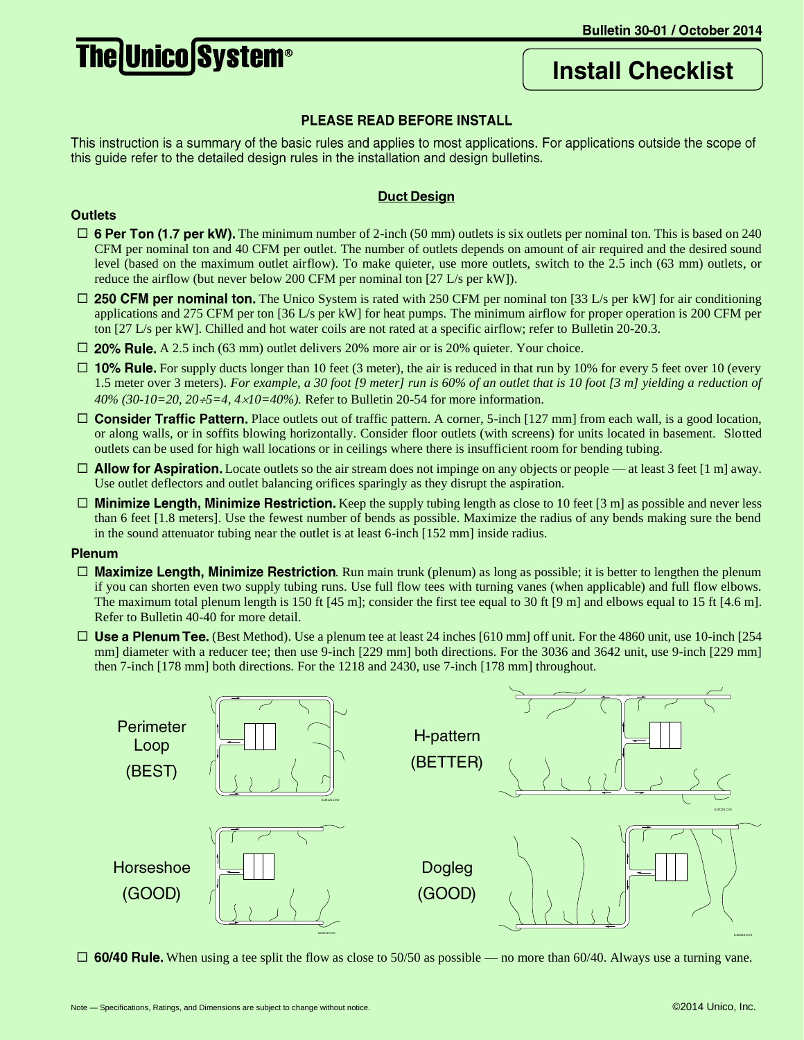Bulletin 30-01 / October 2014

# The Unico System®

## Install Checklist

### PLEASE READ BEFORE INSTALL

This instruction is a summary of the basic rules and applies to most applications. For applications outside the scope of this guide refer to the detailed design rules in the installation and design bulletins.

## Duct Design

### Outlets

- ☐ **6 Per Ton (1.7 per kW).** The minimum number of 2-inch (50 mm) outlets is six outlets per nominal ton. This is based on 240 CFM per nominal ton and 40 CFM per outlet. The number of outlets depends on amount of air required and the desired sound level (based on the maximum outlet airflow). To make quieter, use more outlets, switch to the 2.5 inch (63 mm) outlets, or reduce the airflow (but never below 200 CFM per nominal ton [27 L/s per kW]).
- ☐ **250 CFM per nominal ton.** The Unico System is rated with 250 CFM per nominal ton [33 L/s per kW] for air conditioning applications and 275 CFM per ton [36 L/s per kW] for heat pumps. The minimum airflow for proper operation is 200 CFM per ton [27 L/s per kW]. Chilled and hot water coils are not rated at a specific airflow; refer to Bulletin 20-20.3.
- ☐ **20% Rule.** A 2.5 inch (63 mm) outlet delivers 20% more air or is 20% quieter. Your choice.
- ☐ **10% Rule.** For supply ducts longer than 10 feet (3 meter), the air is reduced in that run by 10% for every 5 feet over 10 (every 1.5 meter over 3 meters). *For example, a 30 foot [9 meter] run is 60% of an outlet that is 10 foot [3 m] yielding a reduction of 40% (30-10=20, 20÷5=4, 4×10=40%).* Refer to Bulletin 20-54 for more information.
- ☐ **Consider Traffic Pattern.** Place outlets out of traffic pattern. A corner, 5-inch [127 mm] from each wall, is a good location, or along walls, or in soffits blowing horizontally. Consider floor outlets (with screens) for units located in basement. Slotted outlets can be used for high wall locations or in ceilings where there is insufficient room for bending tubing.
- ☐ **Allow for Aspiration.** Locate outlets so the air stream does not impinge on any objects or people — at least 3 feet [1 m] away. Use outlet deflectors and outlet balancing orifices sparingly as they disrupt the aspiration.
- ☐ **Minimize Length, Minimize Restriction.** Keep the supply tubing length as close to 10 feet [3 m] as possible and never less than 6 feet [1.8 meters]. Use the fewest number of bends as possible. Maximize the radius of any bends making sure the bend in the sound attenuator tubing near the outlet is at least 6-inch [152 mm] inside radius.

### Plenum

- ☐ **Maximize Length, Minimize Restriction***.* Run main trunk (plenum) as long as possible; it is better to lengthen the plenum if you can shorten even two supply tubing runs. Use full flow tees with turning vanes (when applicable) and full flow elbows. The maximum total plenum length is 150 ft [45 m]; consider the first tee equal to 30 ft [9 m] and elbows equal to 15 ft [4.6 m]. Refer to Bulletin 40-40 for more detail.
- ☐ **Use a Plenum Tee.** (Best Method). Use a plenum tee at least 24 inches [610 mm] off unit. For the 4860 unit, use 10-inch [254 mm] diameter with a reducer tee; then use 9-inch [229 mm] both directions. For the 3036 and 3642 unit, use 9-inch [229 mm] then 7-inch [178 mm] both directions. For the 1218 and 2430, use 7-inch [178 mm] throughout.

Perimeter Loop (BEST)

H-pattern (BETTER)

Horseshoe (GOOD)

Dogleg (GOOD)

- ☐ **60/40 Rule.** When using a tee split the flow as close to 50/50 as possible — no more than 60/40. Always use a turning vane.

Note — Specifications, Ratings, and Dimensions are subject to change without notice.

©2014 Unico, Inc.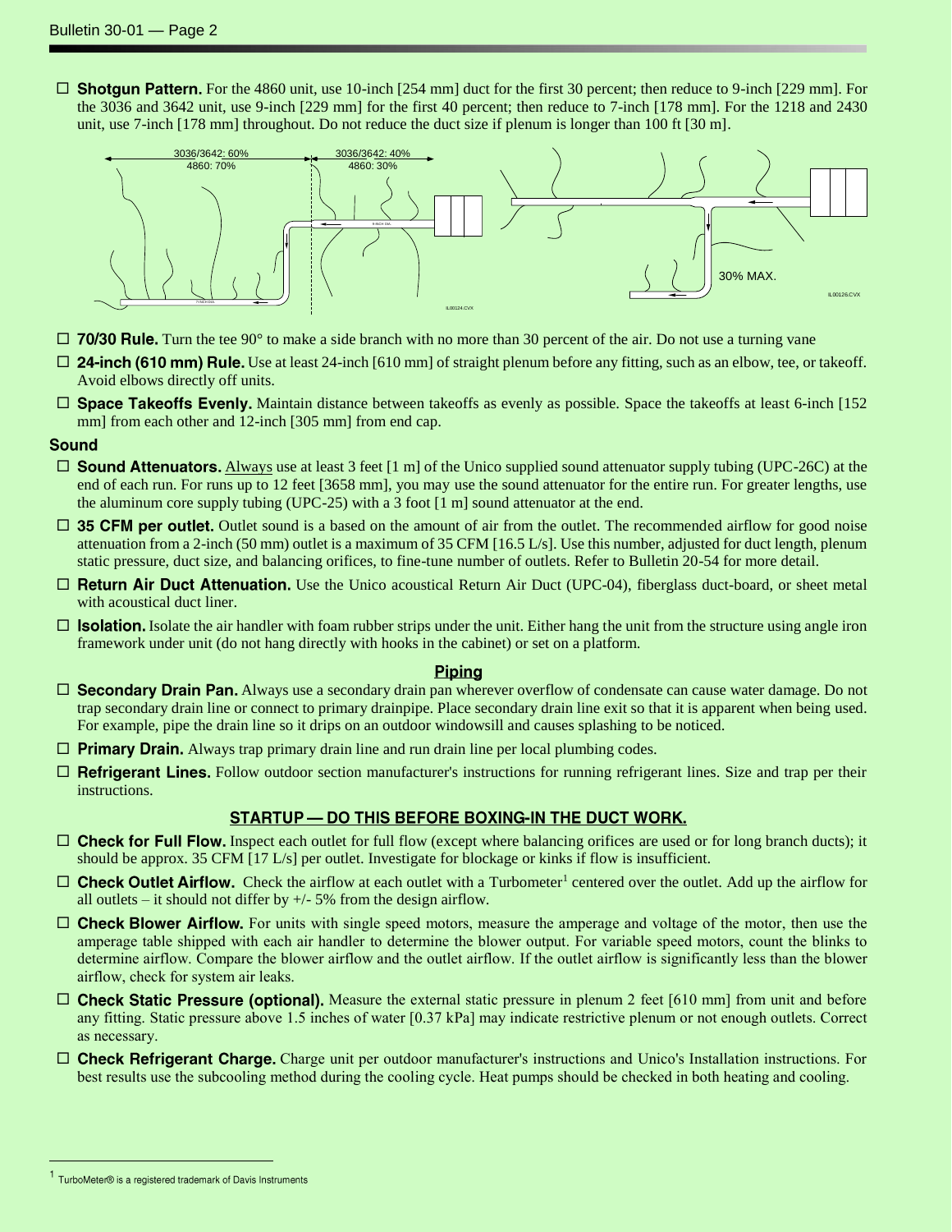- ☐ **Shotgun Pattern.** For the 4860 unit, use 10-inch [254 mm] duct for the first 30 percent; then reduce to 9-inch [229 mm]. For the 3036 and 3642 unit, use 9-inch [229 mm] for the first 40 percent; then reduce to 7-inch [178 mm]. For the 1218 and 2430 unit, use 7-inch [178 mm] throughout. Do not reduce the duct size if plenum is longer than 100 ft [30 m].

3036/3642: 60%
4860: 70%
3036/3642: 40%
4860: 30%
9-INCH DIA.
7-INCH DIA.
IL00124.CVX

30% MAX.
IL00126.CVX

- ☐ **70/30 Rule.** Turn the tee 90° to make a side branch with no more than 30 percent of the air. Do not use a turning vane
- ☐ **24-inch (610 mm) Rule.** Use at least 24-inch [610 mm] of straight plenum before any fitting, such as an elbow, tee, or takeoff. Avoid elbows directly off units.
- ☐ **Space Takeoffs Evenly.** Maintain distance between takeoffs as evenly as possible. Space the takeoffs at least 6-inch [152 mm] from each other and 12-inch [305 mm] from end cap.

## Sound

- ☐ **Sound Attenuators.** Always use at least 3 feet [1 m] of the Unico supplied sound attenuator supply tubing (UPC-26C) at the end of each run. For runs up to 12 feet [3658 mm], you may use the sound attenuator for the entire run. For greater lengths, use the aluminum core supply tubing (UPC-25) with a 3 foot [1 m] sound attenuator at the end.
- ☐ **35 CFM per outlet.** Outlet sound is a based on the amount of air from the outlet. The recommended airflow for good noise attenuation from a 2-inch (50 mm) outlet is a maximum of 35 CFM [16.5 L/s]. Use this number, adjusted for duct length, plenum static pressure, duct size, and balancing orifices, to fine-tune number of outlets. Refer to Bulletin 20-54 for more detail.
- ☐ **Return Air Duct Attenuation.** Use the Unico acoustical Return Air Duct (UPC-04), fiberglass duct-board, or sheet metal with acoustical duct liner.
- ☐ **Isolation.** Isolate the air handler with foam rubber strips under the unit. Either hang the unit from the structure using angle iron framework under unit (do not hang directly with hooks in the cabinet) or set on a platform.

## Piping

- ☐ **Secondary Drain Pan.** Always use a secondary drain pan wherever overflow of condensate can cause water damage. Do not trap secondary drain line or connect to primary drainpipe. Place secondary drain line exit so that it is apparent when being used. For example, pipe the drain line so it drips on an outdoor windowsill and causes splashing to be noticed.
- ☐ **Primary Drain.** Always trap primary drain line and run drain line per local plumbing codes.
- ☐ **Refrigerant Lines.** Follow outdoor section manufacturer's instructions for running refrigerant lines. Size and trap per their instructions.

## STARTUP — DO THIS BEFORE BOXING-IN THE DUCT WORK.

- ☐ **Check for Full Flow.** Inspect each outlet for full flow (except where balancing orifices are used or for long branch ducts); it should be approx. 35 CFM [17 L/s] per outlet. Investigate for blockage or kinks if flow is insufficient.
- ☐ **Check Outlet Airflow.** Check the airflow at each outlet with a Turbometer[1] centered over the outlet. Add up the airflow for all outlets – it should not differ by +/- 5% from the design airflow.
- ☐ **Check Blower Airflow.** For units with single speed motors, measure the amperage and voltage of the motor, then use the amperage table shipped with each air handler to determine the blower output. For variable speed motors, count the blinks to determine airflow. Compare the blower airflow and the outlet airflow. If the outlet airflow is significantly less than the blower airflow, check for system air leaks.
- ☐ **Check Static Pressure (optional).** Measure the external static pressure in plenum 2 feet [610 mm] from unit and before any fitting. Static pressure above 1.5 inches of water [0.37 kPa] may indicate restrictive plenum or not enough outlets. Correct as necessary.
- ☐ **Check Refrigerant Charge.** Charge unit per outdoor manufacturer's instructions and Unico's Installation instructions. For best results use the subcooling method during the cooling cycle. Heat pumps should be checked in both heating and cooling.

[1] TurboMeter® is a registered trademark of Davis Instruments